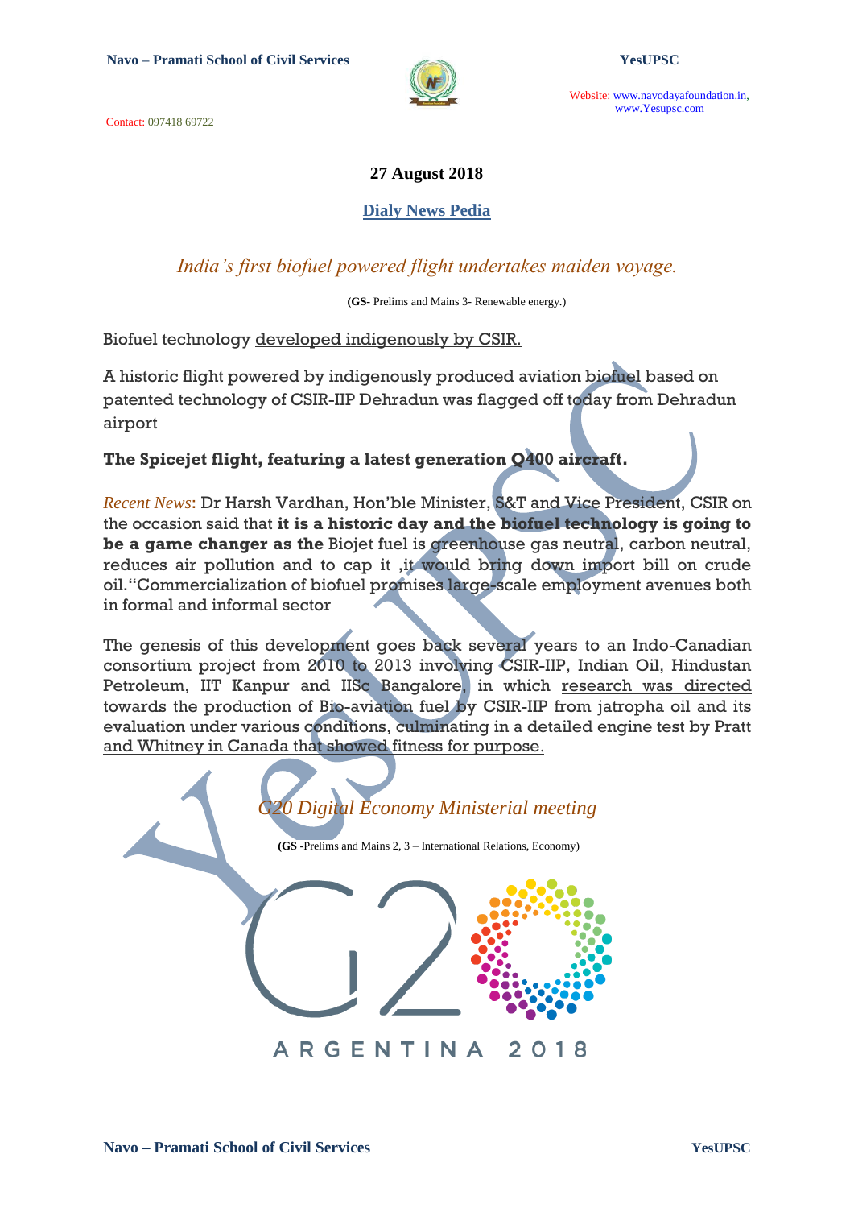**27 August 2018**

## Dialy News Pedia

### *India's first biofuel powered flight undertakes maiden voyage.*

(**GS**- Prelims and Mains 3- Renewable energy.)

Biofuel technology developed indigenously by CSIR.

A historic flight powered by indigenously produced aviation biofuel based on patented technology of CSIR-IIP Dehradun was flagged off today from Dehradun airport

**The Spicejet flight, featuring a latest generation Q400 aircraft.**

*Recent News*: Dr Harsh Vardhan, Hon'ble Minister, S&T and Vice President, CSIR on the occasion said that **it is a historic day and the biofuel technology is going to be a game changer as the** Biojet fuel is greenhouse gas neutral, carbon neutral, reduces air pollution and to cap it ,it would bring down import bill on crude oil."Commercialization of biofuel promises large-scale employment avenues both in formal and informal sector

The genesis of this development goes back several years to an Indo-Canadian consortium project from 2010 to 2013 involving CSIR-IIP, Indian Oil, Hindustan Petroleum, IIT Kanpur and IISc Bangalore, in which research was directed towards the production of Bio-aviation fuel by CSIR-IIP from jatropha oil and its evaluation under various conditions, culminating in a detailed engine test by Pratt and Whitney in Canada that showed fitness for purpose.

### *G20 Digital Economy Ministerial meeting*

(**GS** -Prelims and Mains 2, 3 – International Relations, Economy)

G20 ARGENTINA 2018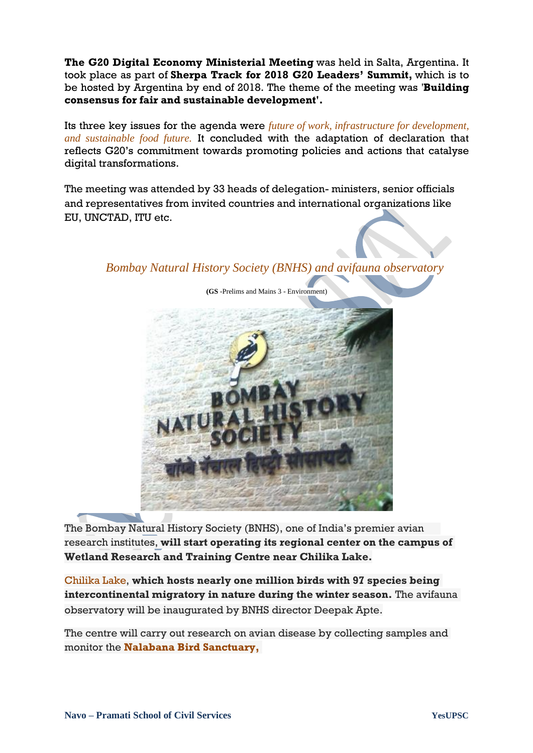**The G20 Digital Economy Ministerial Meeting** was held in Salta, Argentina. It took place as part of **Sherpa Track for 2018 G20 Leaders' Summit,** which is to be hosted by Argentina by end of 2018. The theme of the meeting was '**Building consensus for fair and sustainable development'.**

Its three key issues for the agenda were *future of work, infrastructure for development, and sustainable food future.* It concluded with the adaptation of declaration that reflects G20's commitment towards promoting policies and actions that catalyse digital transformations.

The meeting was attended by 33 heads of delegation- ministers, senior officials and representatives from invited countries and international organizations like EU, UNCTAD, ITU etc.

## *Bombay Natural History Society (BNHS) and avifauna observatory*

**(GS** -Prelims and Mains 3 - Environment)

The Bombay Natural History Society (BNHS), one of India's premier avian research institutes, **will start operating its regional center on the campus of Wetland Research and Training Centre near Chilika Lake.**

Chilika Lake, **which hosts nearly one million birds with 97 species being intercontinental migratory in nature during the winter season.** The avifauna observatory will be inaugurated by BNHS director Deepak Apte.

The centre will carry out research on avian disease by collecting samples and monitor the **Nalabana Bird Sanctuary,**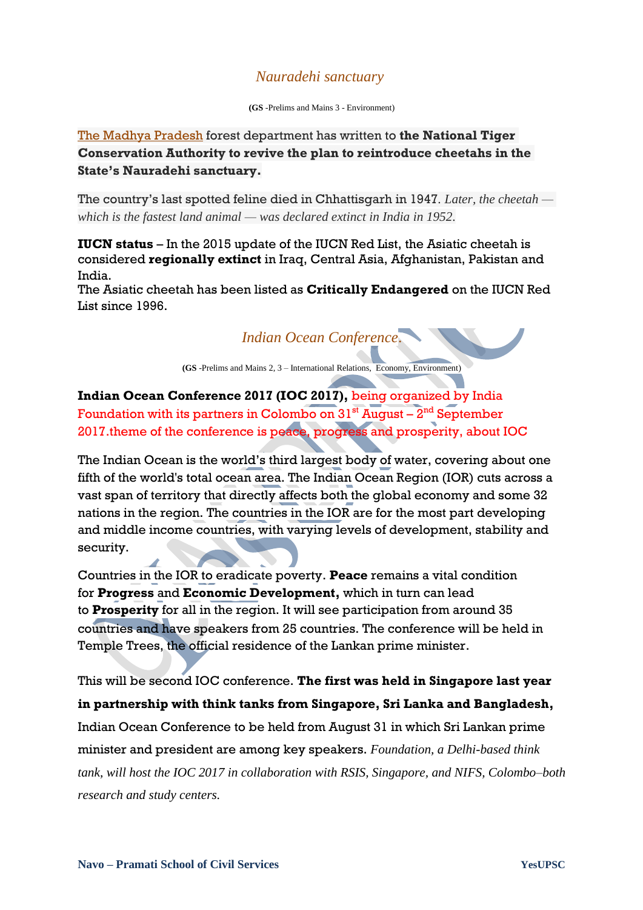## *Nauradehi sanctuary*

**(GS** -Prelims and Mains 3 - Environment)

The Madhya Pradesh forest department has written to **the National Tiger Conservation Authority to revive the plan to reintroduce cheetahs in the State's Nauradehi sanctuary.**

The country's last spotted feline died in Chhattisgarh in 1947. *Later, the cheetah — which is the fastest land animal — was declared extinct in India in 1952.*

**IUCN status** – In the 2015 update of the IUCN Red List, the Asiatic cheetah is considered **regionally extinct** in Iraq, Central Asia, Afghanistan, Pakistan and India.
The Asiatic cheetah has been listed as **Critically Endangered** on the IUCN Red List since 1996.

## *Indian Ocean Conference.*

**(GS** -Prelims and Mains 2, 3 – International Relations, Economy, Environment)

**Indian Ocean Conference 2017 (IOC 2017),** being organized by India Foundation with its partners in Colombo on 31st August – 2nd September 2017.theme of the conference is peace, progress and prosperity, about IOC

The Indian Ocean is the world's third largest body of water, covering about one fifth of the world's total ocean area. The Indian Ocean Region (IOR) cuts across a vast span of territory that directly affects both the global economy and some 32 nations in the region. The countries in the IOR are for the most part developing and middle income countries, with varying levels of development, stability and security.

Countries in the IOR to eradicate poverty. **Peace** remains a vital condition for **Progress** and **Economic Development,** which in turn can lead to **Prosperity** for all in the region. It will see participation from around 35 countries and have speakers from 25 countries. The conference will be held in Temple Trees, the official residence of the Lankan prime minister.

This will be second IOC conference. **The first was held in Singapore last year in partnership with think tanks from Singapore, Sri Lanka and Bangladesh,** Indian Ocean Conference to be held from August 31 in which Sri Lankan prime minister and president are among key speakers. *Foundation, a Delhi-based think tank, will host the IOC 2017 in collaboration with RSIS, Singapore, and NIFS, Colombo–both research and study centers.*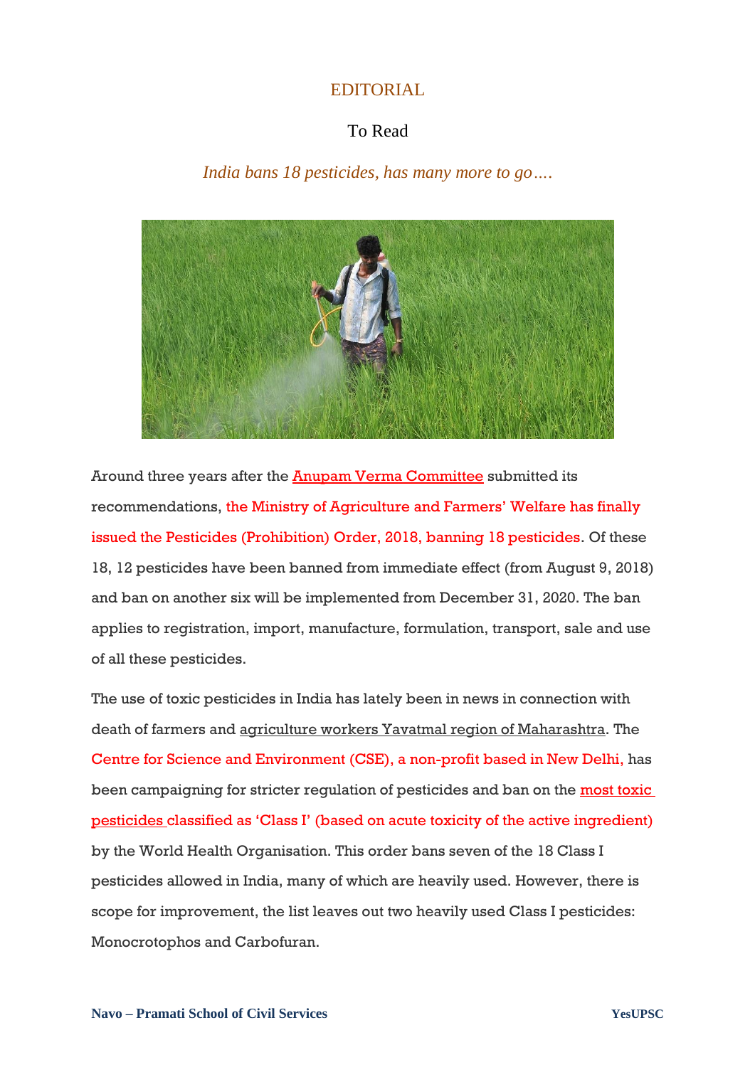EDITORIAL

To Read

*India bans 18 pesticides, has many more to go….*

Around three years after the Anupam Verma Committee submitted its recommendations, the Ministry of Agriculture and Farmers' Welfare has finally issued the Pesticides (Prohibition) Order, 2018, banning 18 pesticides. Of these 18, 12 pesticides have been banned from immediate effect (from August 9, 2018) and ban on another six will be implemented from December 31, 2020. The ban applies to registration, import, manufacture, formulation, transport, sale and use of all these pesticides.

The use of toxic pesticides in India has lately been in news in connection with death of farmers and agriculture workers Yavatmal region of Maharashtra. The Centre for Science and Environment (CSE), a non-profit based in New Delhi, has been campaigning for stricter regulation of pesticides and ban on the most toxic pesticides classified as 'Class I' (based on acute toxicity of the active ingredient) by the World Health Organisation. This order bans seven of the 18 Class I pesticides allowed in India, many of which are heavily used. However, there is scope for improvement, the list leaves out two heavily used Class I pesticides: Monocrotophos and Carbofuran.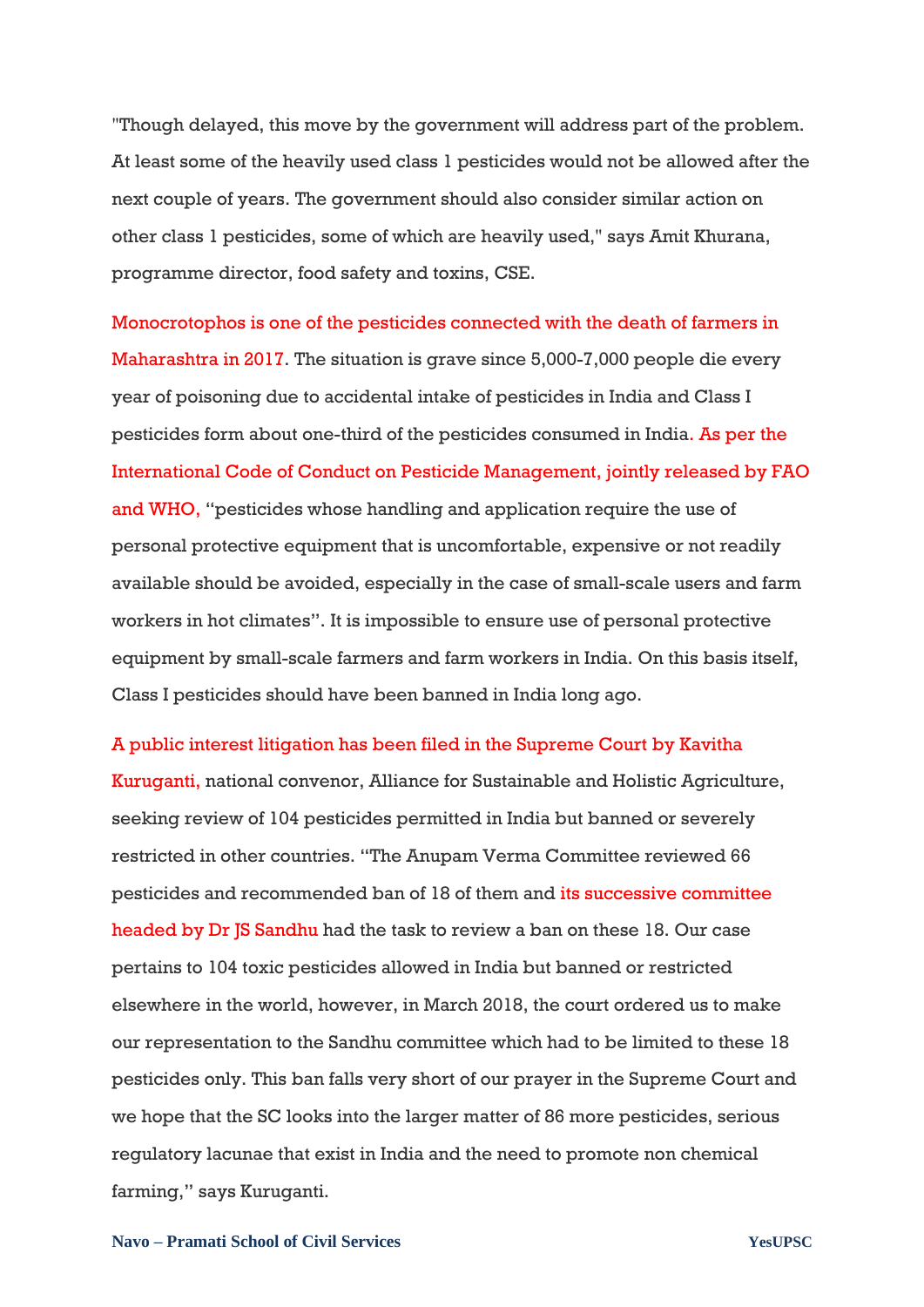"Though delayed, this move by the government will address part of the problem. At least some of the heavily used class 1 pesticides would not be allowed after the next couple of years. The government should also consider similar action on other class 1 pesticides, some of which are heavily used," says Amit Khurana, programme director, food safety and toxins, CSE.

Monocrotophos is one of the pesticides connected with the death of farmers in Maharashtra in 2017. The situation is grave since 5,000-7,000 people die every year of poisoning due to accidental intake of pesticides in India and Class I pesticides form about one-third of the pesticides consumed in India. As per the International Code of Conduct on Pesticide Management, jointly released by FAO and WHO, "pesticides whose handling and application require the use of personal protective equipment that is uncomfortable, expensive or not readily available should be avoided, especially in the case of small-scale users and farm workers in hot climates". It is impossible to ensure use of personal protective equipment by small-scale farmers and farm workers in India. On this basis itself, Class I pesticides should have been banned in India long ago.

A public interest litigation has been filed in the Supreme Court by Kavitha Kuruganti, national convenor, Alliance for Sustainable and Holistic Agriculture, seeking review of 104 pesticides permitted in India but banned or severely restricted in other countries. "The Anupam Verma Committee reviewed 66 pesticides and recommended ban of 18 of them and its successive committee headed by Dr JS Sandhu had the task to review a ban on these 18. Our case pertains to 104 toxic pesticides allowed in India but banned or restricted elsewhere in the world, however, in March 2018, the court ordered us to make our representation to the Sandhu committee which had to be limited to these 18 pesticides only. This ban falls very short of our prayer in the Supreme Court and we hope that the SC looks into the larger matter of 86 more pesticides, serious regulatory lacunae that exist in India and the need to promote non chemical farming," says Kuruganti.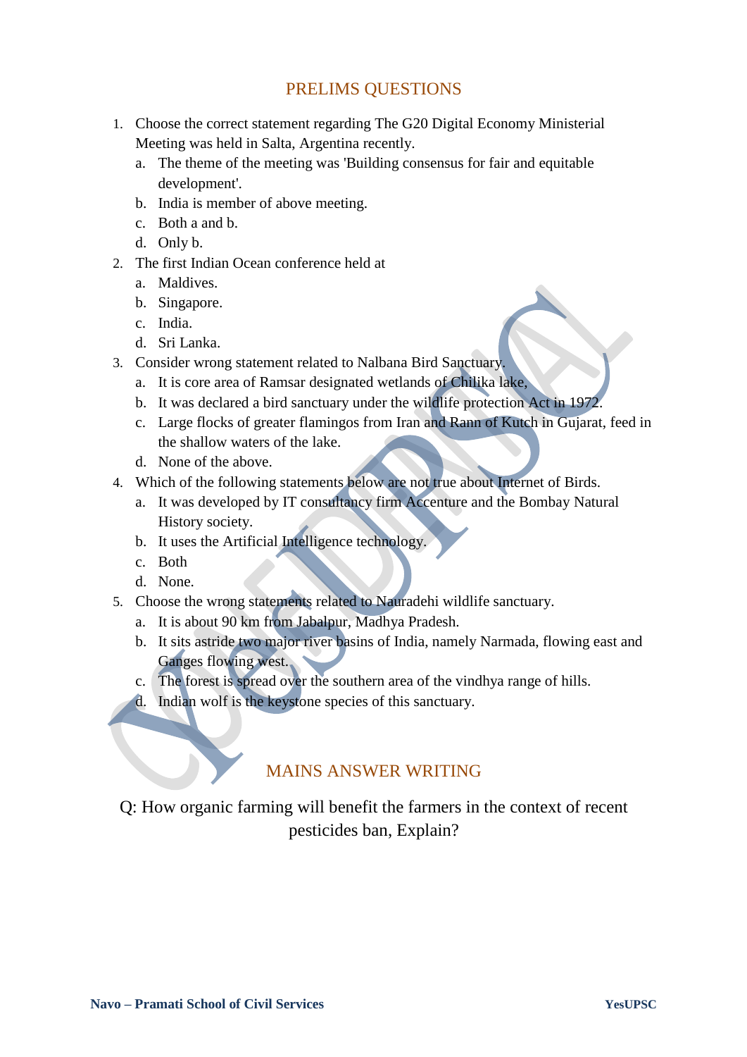## PRELIMS QUESTIONS

1. Choose the correct statement regarding The G20 Digital Economy Ministerial Meeting was held in Salta, Argentina recently.
   a. The theme of the meeting was 'Building consensus for fair and equitable development'.
   b. India is member of above meeting.
   c. Both a and b.
   d. Only b.
2. The first Indian Ocean conference held at
   a. Maldives.
   b. Singapore.
   c. India.
   d. Sri Lanka.
3. Consider wrong statement related to Nalbana Bird Sanctuary.
   a. It is core area of Ramsar designated wetlands of Chilika lake,
   b. It was declared a bird sanctuary under the wildlife protection Act in 1972.
   c. Large flocks of greater flamingos from Iran and Rann of Kutch in Gujarat, feed in the shallow waters of the lake.
   d. None of the above.
4. Which of the following statements below are not true about Internet of Birds.
   a. It was developed by IT consultancy firm Accenture and the Bombay Natural History society.
   b. It uses the Artificial Intelligence technology.
   c. Both
   d. None.
5. Choose the wrong statements related to Nauradehi wildlife sanctuary.
   a. It is about 90 km from Jabalpur, Madhya Pradesh.
   b. It sits astride two major river basins of India, namely Narmada, flowing east and Ganges flowing west.
   c. The forest is spread over the southern area of the vindhya range of hills.
   d. Indian wolf is the keystone species of this sanctuary.

## MAINS ANSWER WRITING

Q: How organic farming will benefit the farmers in the context of recent pesticides ban, Explain?